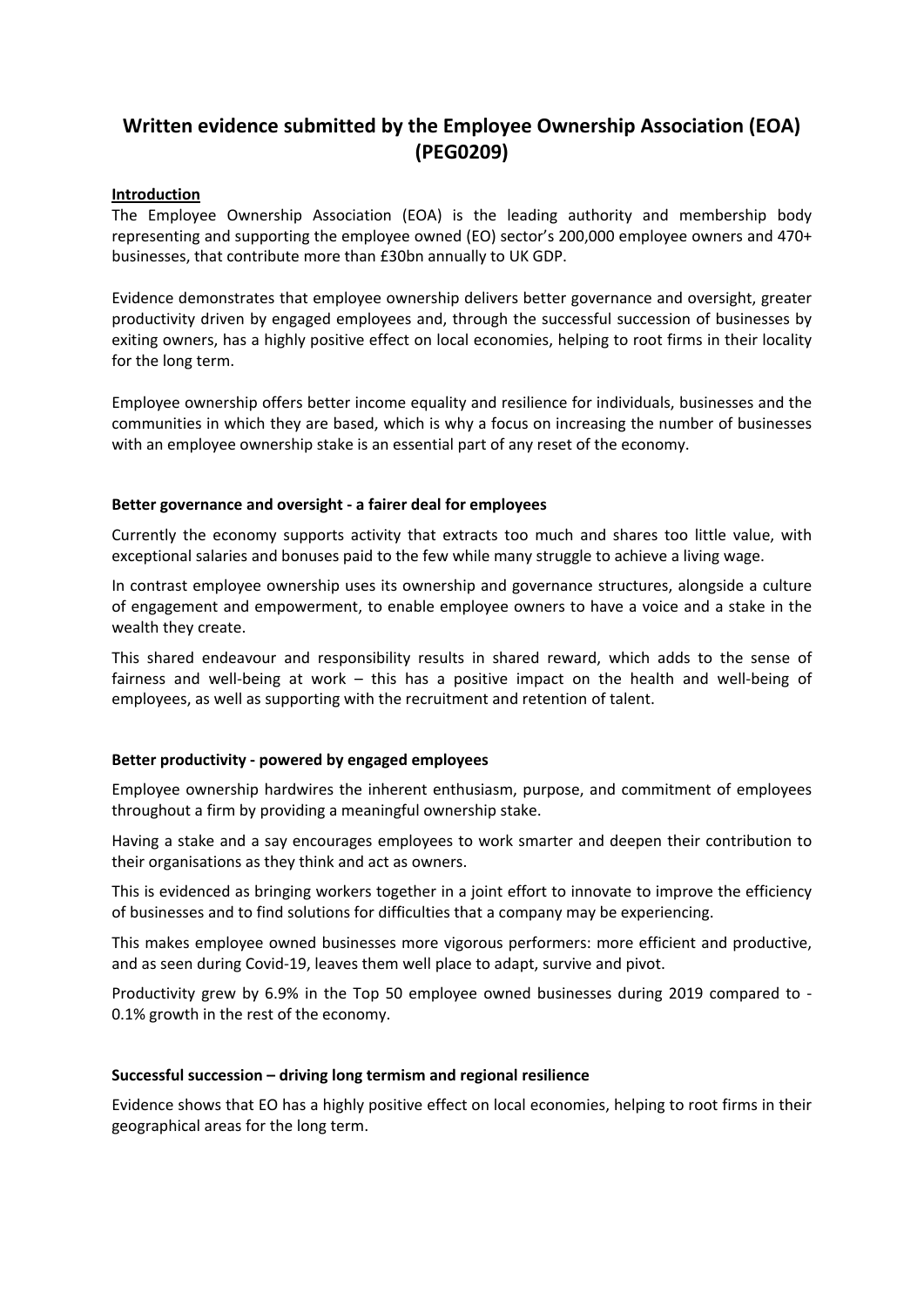# Written evidence submitted by the Employee Ownership Association (EOA) (PEG0209)

**Introduction**

The Employee Ownership Association (EOA) is the leading authority and membership body representing and supporting the employee owned (EO) sector's 200,000 employee owners and 470+ businesses, that contribute more than £30bn annually to UK GDP.

Evidence demonstrates that employee ownership delivers better governance and oversight, greater productivity driven by engaged employees and, through the successful succession of businesses by exiting owners, has a highly positive effect on local economies, helping to root firms in their locality for the long term.

Employee ownership offers better income equality and resilience for individuals, businesses and the communities in which they are based, which is why a focus on increasing the number of businesses with an employee ownership stake is an essential part of any reset of the economy.

### Better governance and oversight - a fairer deal for employees

Currently the economy supports activity that extracts too much and shares too little value, with exceptional salaries and bonuses paid to the few while many struggle to achieve a living wage.

In contrast employee ownership uses its ownership and governance structures, alongside a culture of engagement and empowerment, to enable employee owners to have a voice and a stake in the wealth they create.

This shared endeavour and responsibility results in shared reward, which adds to the sense of fairness and well-being at work – this has a positive impact on the health and well-being of employees, as well as supporting with the recruitment and retention of talent.

### Better productivity - powered by engaged employees

Employee ownership hardwires the inherent enthusiasm, purpose, and commitment of employees throughout a firm by providing a meaningful ownership stake.

Having a stake and a say encourages employees to work smarter and deepen their contribution to their organisations as they think and act as owners.

This is evidenced as bringing workers together in a joint effort to innovate to improve the efficiency of businesses and to find solutions for difficulties that a company may be experiencing.

This makes employee owned businesses more vigorous performers: more efficient and productive, and as seen during Covid-19, leaves them well place to adapt, survive and pivot.

Productivity grew by 6.9% in the Top 50 employee owned businesses during 2019 compared to -0.1% growth in the rest of the economy.

### Successful succession – driving long termism and regional resilience

Evidence shows that EO has a highly positive effect on local economies, helping to root firms in their geographical areas for the long term.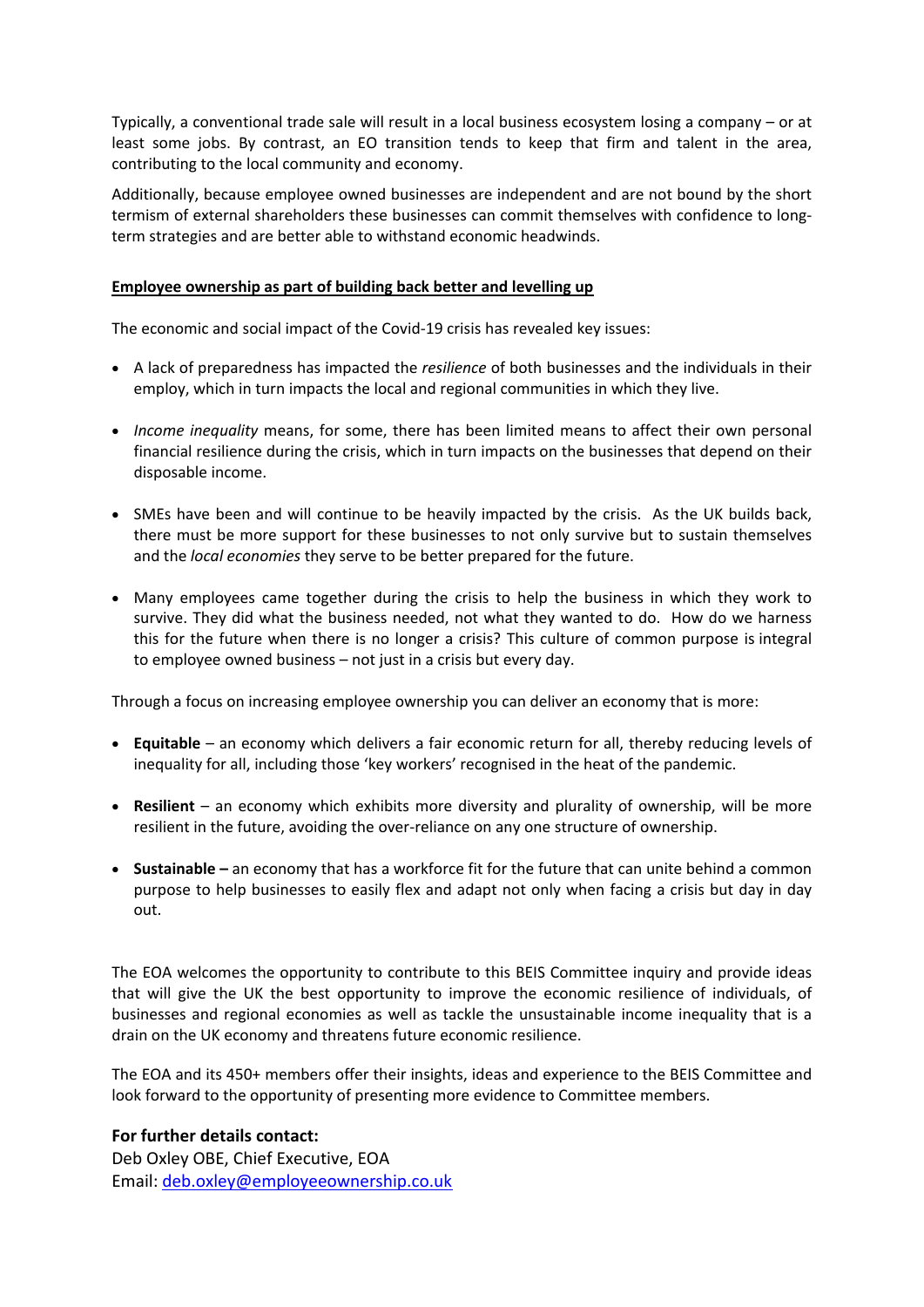Typically, a conventional trade sale will result in a local business ecosystem losing a company – or at least some jobs. By contrast, an EO transition tends to keep that firm and talent in the area, contributing to the local community and economy.

Additionally, because employee owned businesses are independent and are not bound by the short termism of external shareholders these businesses can commit themselves with confidence to long-term strategies and are better able to withstand economic headwinds.

## Employee ownership as part of building back better and levelling up

The economic and social impact of the Covid-19 crisis has revealed key issues:

- A lack of preparedness has impacted the *resilience* of both businesses and the individuals in their employ, which in turn impacts the local and regional communities in which they live.
- *Income inequality* means, for some, there has been limited means to affect their own personal financial resilience during the crisis, which in turn impacts on the businesses that depend on their disposable income.
- SMEs have been and will continue to be heavily impacted by the crisis. As the UK builds back, there must be more support for these businesses to not only survive but to sustain themselves and the *local economies* they serve to be better prepared for the future.
- Many employees came together during the crisis to help the business in which they work to survive. They did what the business needed, not what they wanted to do. How do we harness this for the future when there is no longer a crisis? This culture of common purpose is integral to employee owned business – not just in a crisis but every day.

Through a focus on increasing employee ownership you can deliver an economy that is more:

- **Equitable** – an economy which delivers a fair economic return for all, thereby reducing levels of inequality for all, including those 'key workers' recognised in the heat of the pandemic.
- **Resilient** – an economy which exhibits more diversity and plurality of ownership, will be more resilient in the future, avoiding the over-reliance on any one structure of ownership.
- **Sustainable –** an economy that has a workforce fit for the future that can unite behind a common purpose to help businesses to easily flex and adapt not only when facing a crisis but day in day out.

The EOA welcomes the opportunity to contribute to this BEIS Committee inquiry and provide ideas that will give the UK the best opportunity to improve the economic resilience of individuals, of businesses and regional economies as well as tackle the unsustainable income inequality that is a drain on the UK economy and threatens future economic resilience.

The EOA and its 450+ members offer their insights, ideas and experience to the BEIS Committee and look forward to the opportunity of presenting more evidence to Committee members.

**For further details contact:**
Deb Oxley OBE, Chief Executive, EOA
Email: deb.oxley@employeeownership.co.uk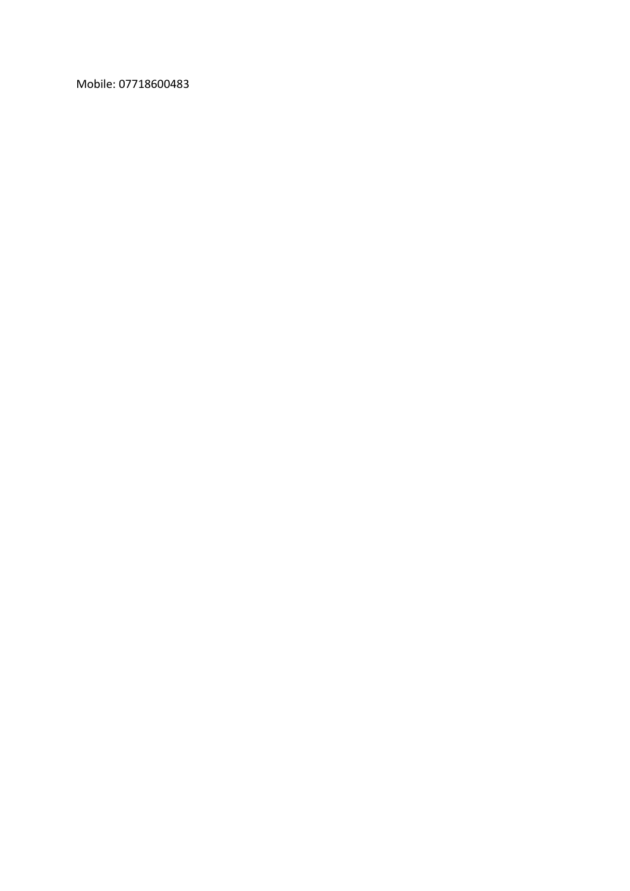Mobile: 07718600483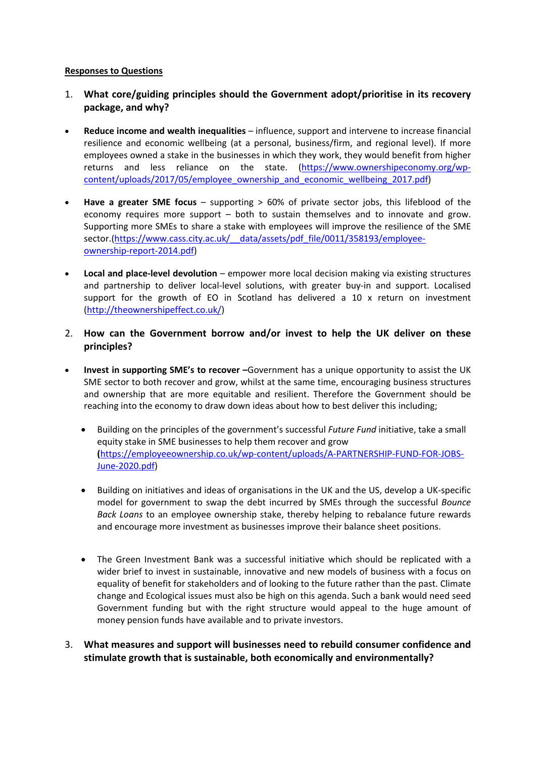**Responses to Questions**

1. **What core/guiding principles should the Government adopt/prioritise in its recovery package, and why?**

- **Reduce income and wealth inequalities** – influence, support and intervene to increase financial resilience and economic wellbeing (at a personal, business/firm, and regional level). If more employees owned a stake in the businesses in which they work, they would benefit from higher returns and less reliance on the state. (https://www.ownershipeconomy.org/wp-content/uploads/2017/05/employee_ownership_and_economic_wellbeing_2017.pdf)

- **Have a greater SME focus** – supporting > 60% of private sector jobs, this lifeblood of the economy requires more support – both to sustain themselves and to innovate and grow. Supporting more SMEs to share a stake with employees will improve the resilience of the SME sector.(https://www.cass.city.ac.uk/__data/assets/pdf_file/0011/358193/employee-ownership-report-2014.pdf)

- **Local and place-level devolution** – empower more local decision making via existing structures and partnership to deliver local-level solutions, with greater buy-in and support. Localised support for the growth of EO in Scotland has delivered a 10 x return on investment (http://theownershipeffect.co.uk/)

2. **How can the Government borrow and/or invest to help the UK deliver on these principles?**

- **Invest in supporting SME's to recover –**Government has a unique opportunity to assist the UK SME sector to both recover and grow, whilst at the same time, encouraging business structures and ownership that are more equitable and resilient. Therefore the Government should be reaching into the economy to draw down ideas about how to best deliver this including;

  - Building on the principles of the government's successful *Future Fund* initiative, take a small equity stake in SME businesses to help them recover and grow **(**https://employeeownership.co.uk/wp-content/uploads/A-PARTNERSHIP-FUND-FOR-JOBS-June-2020.pdf)

  - Building on initiatives and ideas of organisations in the UK and the US, develop a UK-specific model for government to swap the debt incurred by SMEs through the successful *Bounce Back Loans* to an employee ownership stake, thereby helping to rebalance future rewards and encourage more investment as businesses improve their balance sheet positions.

  - The Green Investment Bank was a successful initiative which should be replicated with a wider brief to invest in sustainable, innovative and new models of business with a focus on equality of benefit for stakeholders and of looking to the future rather than the past. Climate change and Ecological issues must also be high on this agenda. Such a bank would need seed Government funding but with the right structure would appeal to the huge amount of money pension funds have available and to private investors.

3. **What measures and support will businesses need to rebuild consumer confidence and stimulate growth that is sustainable, both economically and environmentally?**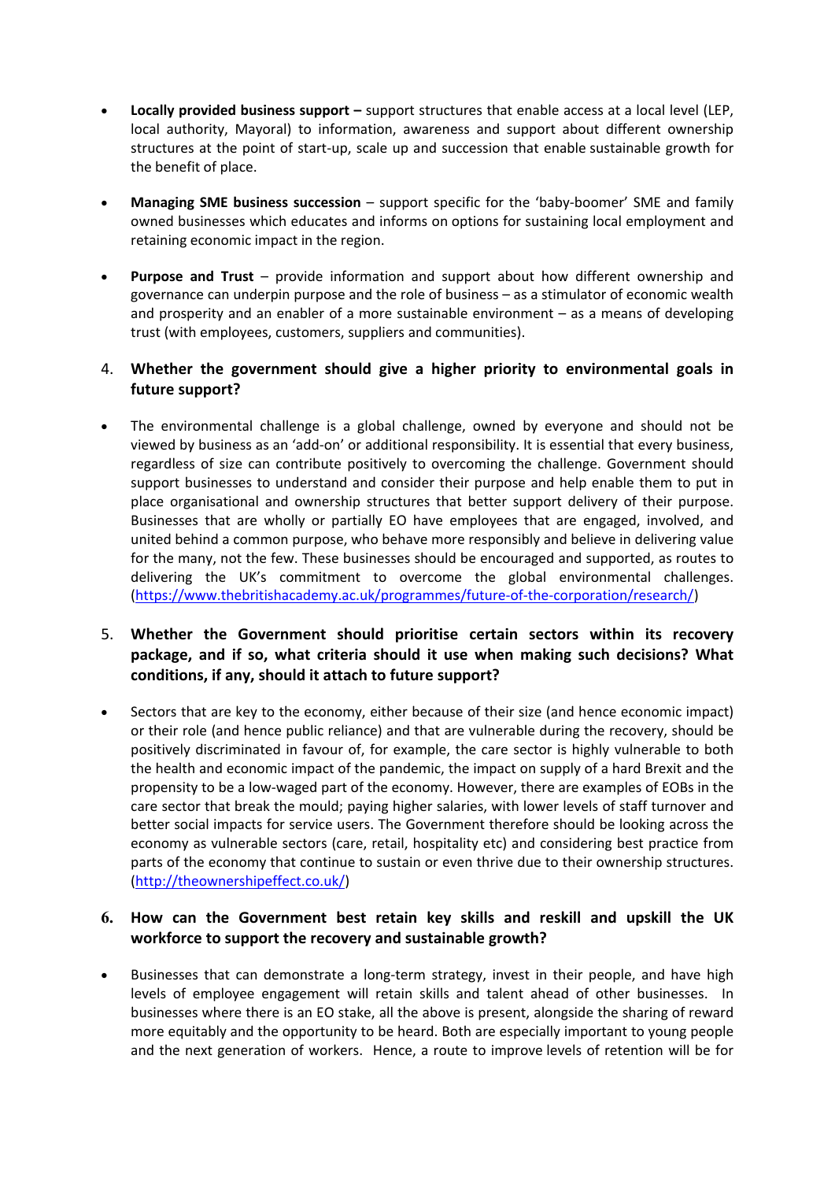- **Locally provided business support –** support structures that enable access at a local level (LEP, local authority, Mayoral) to information, awareness and support about different ownership structures at the point of start-up, scale up and succession that enable sustainable growth for the benefit of place.

- **Managing SME business succession** – support specific for the 'baby-boomer' SME and family owned businesses which educates and informs on options for sustaining local employment and retaining economic impact in the region.

- **Purpose and Trust** – provide information and support about how different ownership and governance can underpin purpose and the role of business – as a stimulator of economic wealth and prosperity and an enabler of a more sustainable environment – as a means of developing trust (with employees, customers, suppliers and communities).

4. **Whether the government should give a higher priority to environmental goals in future support?**

- The environmental challenge is a global challenge, owned by everyone and should not be viewed by business as an 'add-on' or additional responsibility. It is essential that every business, regardless of size can contribute positively to overcoming the challenge. Government should support businesses to understand and consider their purpose and help enable them to put in place organisational and ownership structures that better support delivery of their purpose. Businesses that are wholly or partially EO have employees that are engaged, involved, and united behind a common purpose, who behave more responsibly and believe in delivering value for the many, not the few. These businesses should be encouraged and supported, as routes to delivering the UK's commitment to overcome the global environmental challenges. (https://www.thebritishacademy.ac.uk/programmes/future-of-the-corporation/research/)

5. **Whether the Government should prioritise certain sectors within its recovery package, and if so, what criteria should it use when making such decisions? What conditions, if any, should it attach to future support?**

- Sectors that are key to the economy, either because of their size (and hence economic impact) or their role (and hence public reliance) and that are vulnerable during the recovery, should be positively discriminated in favour of, for example, the care sector is highly vulnerable to both the health and economic impact of the pandemic, the impact on supply of a hard Brexit and the propensity to be a low-waged part of the economy. However, there are examples of EOBs in the care sector that break the mould; paying higher salaries, with lower levels of staff turnover and better social impacts for service users. The Government therefore should be looking across the economy as vulnerable sectors (care, retail, hospitality etc) and considering best practice from parts of the economy that continue to sustain or even thrive due to their ownership structures. (http://theownershipeffect.co.uk/)

6. **How can the Government best retain key skills and reskill and upskill the UK workforce to support the recovery and sustainable growth?**

- Businesses that can demonstrate a long-term strategy, invest in their people, and have high levels of employee engagement will retain skills and talent ahead of other businesses. In businesses where there is an EO stake, all the above is present, alongside the sharing of reward more equitably and the opportunity to be heard. Both are especially important to young people and the next generation of workers. Hence, a route to improve levels of retention will be for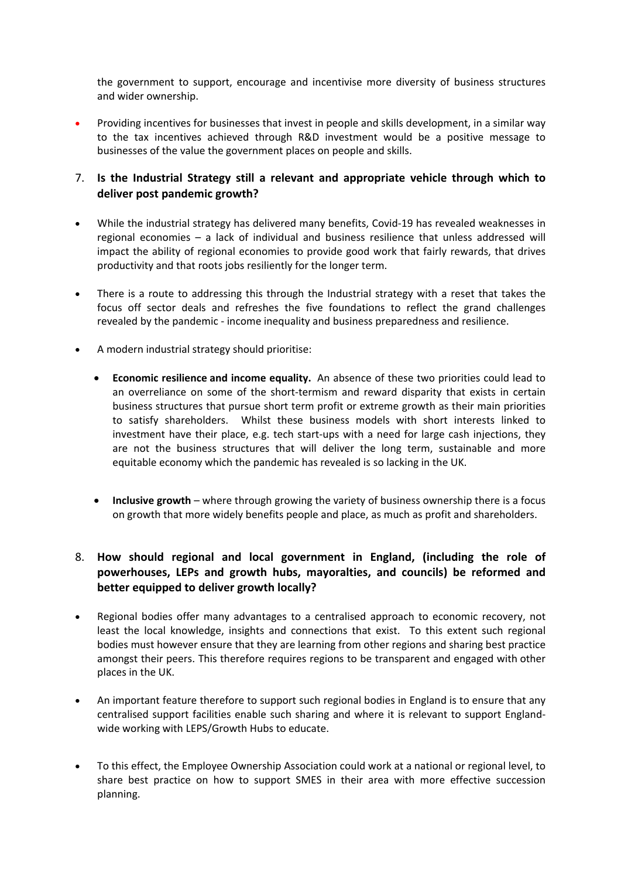the government to support, encourage and incentivise more diversity of business structures and wider ownership.

- Providing incentives for businesses that invest in people and skills development, in a similar way to the tax incentives achieved through R&D investment would be a positive message to businesses of the value the government places on people and skills.

7. **Is the Industrial Strategy still a relevant and appropriate vehicle through which to deliver post pandemic growth?**

- While the industrial strategy has delivered many benefits, Covid-19 has revealed weaknesses in regional economies – a lack of individual and business resilience that unless addressed will impact the ability of regional economies to provide good work that fairly rewards, that drives productivity and that roots jobs resiliently for the longer term.

- There is a route to addressing this through the Industrial strategy with a reset that takes the focus off sector deals and refreshes the five foundations to reflect the grand challenges revealed by the pandemic - income inequality and business preparedness and resilience.

- A modern industrial strategy should prioritise:

  - **Economic resilience and income equality.** An absence of these two priorities could lead to an overreliance on some of the short-termism and reward disparity that exists in certain business structures that pursue short term profit or extreme growth as their main priorities to satisfy shareholders. Whilst these business models with short interests linked to investment have their place, e.g. tech start-ups with a need for large cash injections, they are not the business structures that will deliver the long term, sustainable and more equitable economy which the pandemic has revealed is so lacking in the UK.

  - **Inclusive growth** – where through growing the variety of business ownership there is a focus on growth that more widely benefits people and place, as much as profit and shareholders.

8. **How should regional and local government in England, (including the role of powerhouses, LEPs and growth hubs, mayoralties, and councils) be reformed and better equipped to deliver growth locally?**

- Regional bodies offer many advantages to a centralised approach to economic recovery, not least the local knowledge, insights and connections that exist. To this extent such regional bodies must however ensure that they are learning from other regions and sharing best practice amongst their peers. This therefore requires regions to be transparent and engaged with other places in the UK.

- An important feature therefore to support such regional bodies in England is to ensure that any centralised support facilities enable such sharing and where it is relevant to support England-wide working with LEPS/Growth Hubs to educate.

- To this effect, the Employee Ownership Association could work at a national or regional level, to share best practice on how to support SMES in their area with more effective succession planning.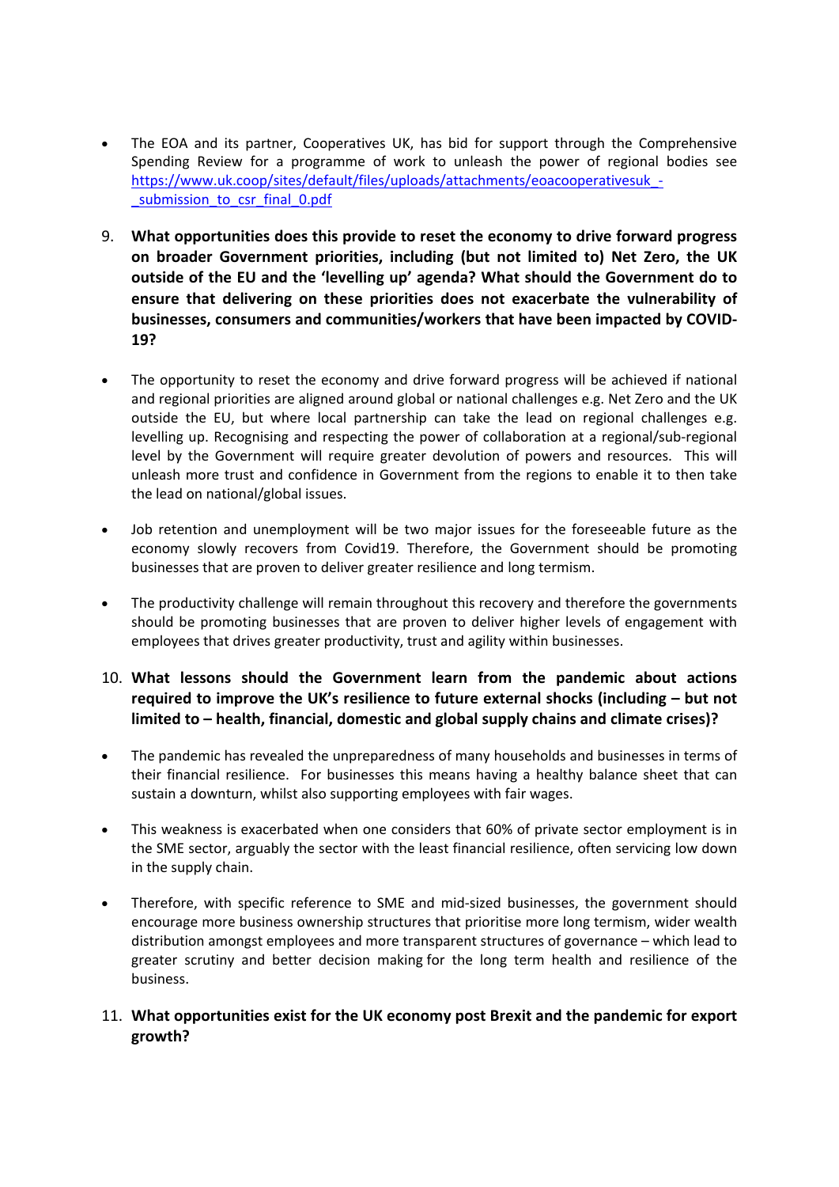- The EOA and its partner, Cooperatives UK, has bid for support through the Comprehensive Spending Review for a programme of work to unleash the power of regional bodies see https://www.uk.coop/sites/default/files/uploads/attachments/eoacooperativesuk_-_submission_to_csr_final_0.pdf

9. **What opportunities does this provide to reset the economy to drive forward progress on broader Government priorities, including (but not limited to) Net Zero, the UK outside of the EU and the 'levelling up' agenda? What should the Government do to ensure that delivering on these priorities does not exacerbate the vulnerability of businesses, consumers and communities/workers that have been impacted by COVID-19?**

- The opportunity to reset the economy and drive forward progress will be achieved if national and regional priorities are aligned around global or national challenges e.g. Net Zero and the UK outside the EU, but where local partnership can take the lead on regional challenges e.g. levelling up. Recognising and respecting the power of collaboration at a regional/sub-regional level by the Government will require greater devolution of powers and resources. This will unleash more trust and confidence in Government from the regions to enable it to then take the lead on national/global issues.

- Job retention and unemployment will be two major issues for the foreseeable future as the economy slowly recovers from Covid19. Therefore, the Government should be promoting businesses that are proven to deliver greater resilience and long termism.

- The productivity challenge will remain throughout this recovery and therefore the governments should be promoting businesses that are proven to deliver higher levels of engagement with employees that drives greater productivity, trust and agility within businesses.

10. **What lessons should the Government learn from the pandemic about actions required to improve the UK's resilience to future external shocks (including – but not limited to – health, financial, domestic and global supply chains and climate crises)?**

- The pandemic has revealed the unpreparedness of many households and businesses in terms of their financial resilience. For businesses this means having a healthy balance sheet that can sustain a downturn, whilst also supporting employees with fair wages.

- This weakness is exacerbated when one considers that 60% of private sector employment is in the SME sector, arguably the sector with the least financial resilience, often servicing low down in the supply chain.

- Therefore, with specific reference to SME and mid-sized businesses, the government should encourage more business ownership structures that prioritise more long termism, wider wealth distribution amongst employees and more transparent structures of governance – which lead to greater scrutiny and better decision making for the long term health and resilience of the business.

11. **What opportunities exist for the UK economy post Brexit and the pandemic for export growth?**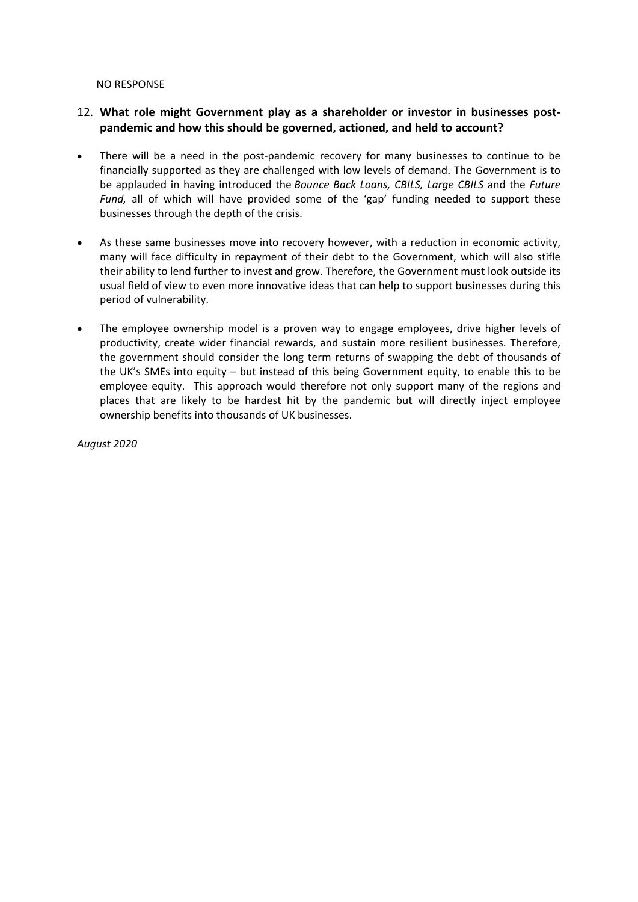NO RESPONSE

12. **What role might Government play as a shareholder or investor in businesses post-pandemic and how this should be governed, actioned, and held to account?**

- There will be a need in the post-pandemic recovery for many businesses to continue to be financially supported as they are challenged with low levels of demand. The Government is to be applauded in having introduced the *Bounce Back Loans, CBILS, Large CBILS* and the *Future Fund,* all of which will have provided some of the 'gap' funding needed to support these businesses through the depth of the crisis.

- As these same businesses move into recovery however, with a reduction in economic activity, many will face difficulty in repayment of their debt to the Government, which will also stifle their ability to lend further to invest and grow. Therefore, the Government must look outside its usual field of view to even more innovative ideas that can help to support businesses during this period of vulnerability.

- The employee ownership model is a proven way to engage employees, drive higher levels of productivity, create wider financial rewards, and sustain more resilient businesses. Therefore, the government should consider the long term returns of swapping the debt of thousands of the UK's SMEs into equity – but instead of this being Government equity, to enable this to be employee equity. This approach would therefore not only support many of the regions and places that are likely to be hardest hit by the pandemic but will directly inject employee ownership benefits into thousands of UK businesses.

*August 2020*